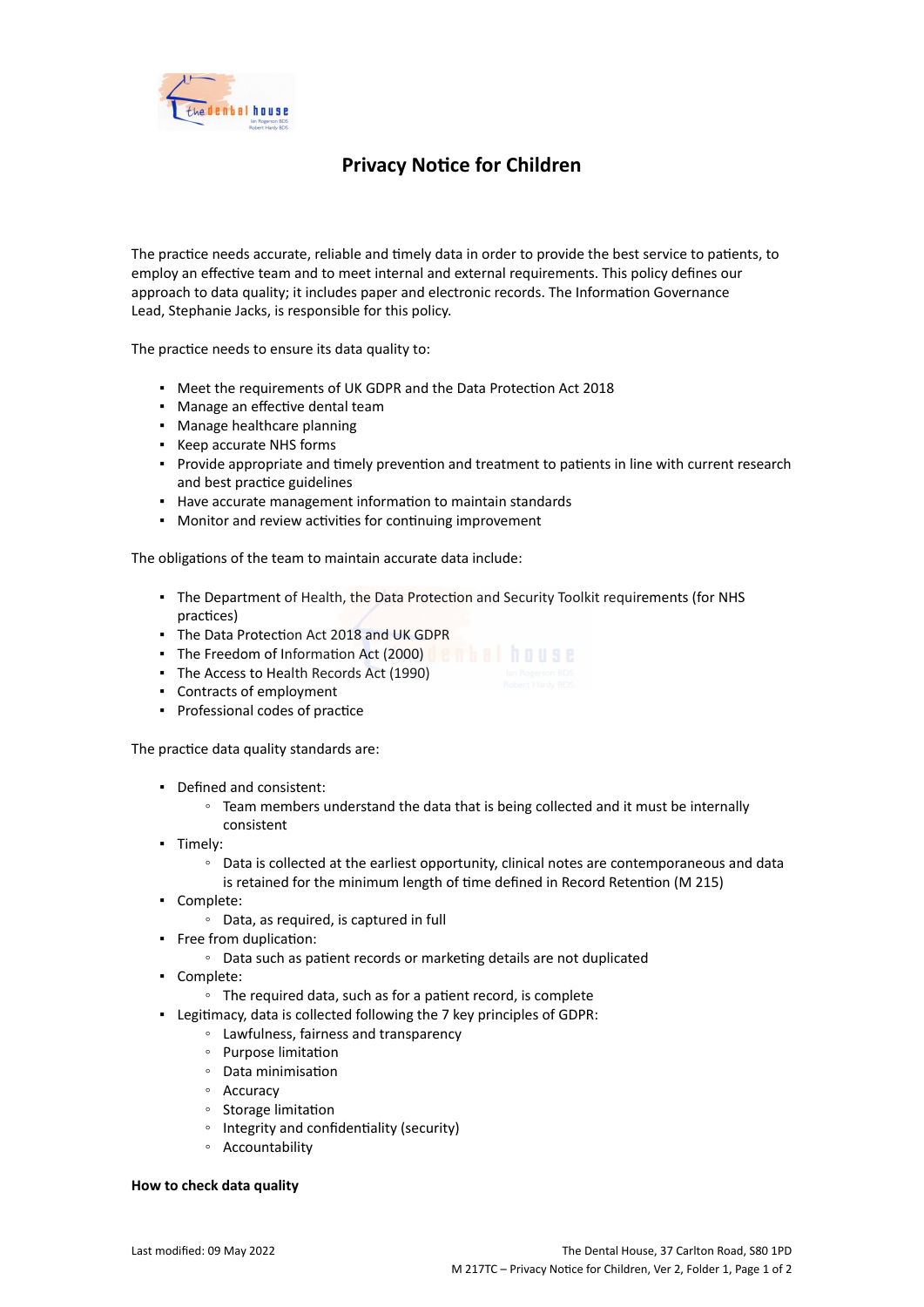# Privacy Notice for Children

The practice needs accurate, reliable and timely data in order to provide the best service to patients, to employ an effective team and to meet internal and external requirements. This policy defines our approach to data quality; it includes paper and electronic records. The Information Governance Lead, Stephanie Jacks, is responsible for this policy.

The practice needs to ensure its data quality to:

- Meet the requirements of UK GDPR and the Data Protection Act 2018
- Manage an effective dental team
- Manage healthcare planning
- Keep accurate NHS forms
- Provide appropriate and timely prevention and treatment to patients in line with current research and best practice guidelines
- Have accurate management information to maintain standards
- Monitor and review activities for continuing improvement

The obligations of the team to maintain accurate data include:

- The Department of Health, the Data Protection and Security Toolkit requirements (for NHS practices)
- The Data Protection Act 2018 and UK GDPR
- The Freedom of Information Act (2000)
- The Access to Health Records Act (1990)
- Contracts of employment
- Professional codes of practice

The practice data quality standards are:

- Defined and consistent:
  - Team members understand the data that is being collected and it must be internally consistent
- Timely:
  - Data is collected at the earliest opportunity, clinical notes are contemporaneous and data is retained for the minimum length of time defined in Record Retention (M 215)
- Complete:
  - Data, as required, is captured in full
- Free from duplication:
  - Data such as patient records or marketing details are not duplicated
- Complete:
  - The required data, such as for a patient record, is complete
- Legitimacy, data is collected following the 7 key principles of GDPR:
  - Lawfulness, fairness and transparency
  - Purpose limitation
  - Data minimisation
  - Accuracy
  - Storage limitation
  - Integrity and confidentiality (security)
  - Accountability

**How to check data quality**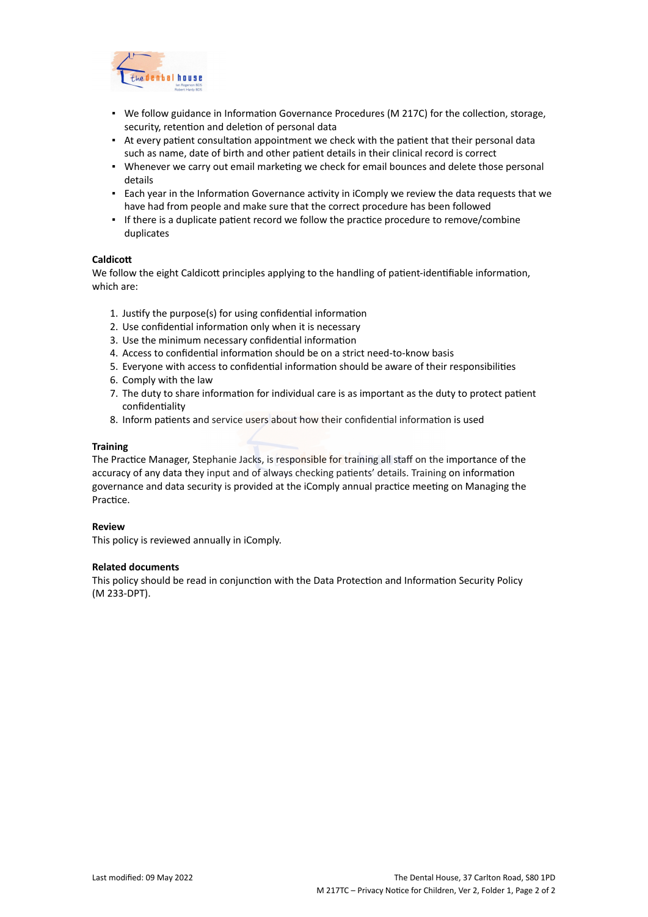- We follow guidance in Information Governance Procedures (M 217C) for the collection, storage, security, retention and deletion of personal data
- At every patient consultation appointment we check with the patient that their personal data such as name, date of birth and other patient details in their clinical record is correct
- Whenever we carry out email marketing we check for email bounces and delete those personal details
- Each year in the Information Governance activity in iComply we review the data requests that we have had from people and make sure that the correct procedure has been followed
- If there is a duplicate patient record we follow the practice procedure to remove/combine duplicates

**Caldicott**

We follow the eight Caldicott principles applying to the handling of patient-identifiable information, which are:

1. Justify the purpose(s) for using confidential information
2. Use confidential information only when it is necessary
3. Use the minimum necessary confidential information
4. Access to confidential information should be on a strict need-to-know basis
5. Everyone with access to confidential information should be aware of their responsibilities
6. Comply with the law
7. The duty to share information for individual care is as important as the duty to protect patient confidentiality
8. Inform patients and service users about how their confidential information is used

**Training**

The Practice Manager, Stephanie Jacks, is responsible for training all staff on the importance of the accuracy of any data they input and of always checking patients' details. Training on information governance and data security is provided at the iComply annual practice meeting on Managing the Practice.

**Review**

This policy is reviewed annually in iComply.

**Related documents**

This policy should be read in conjunction with the Data Protection and Information Security Policy (M 233-DPT).